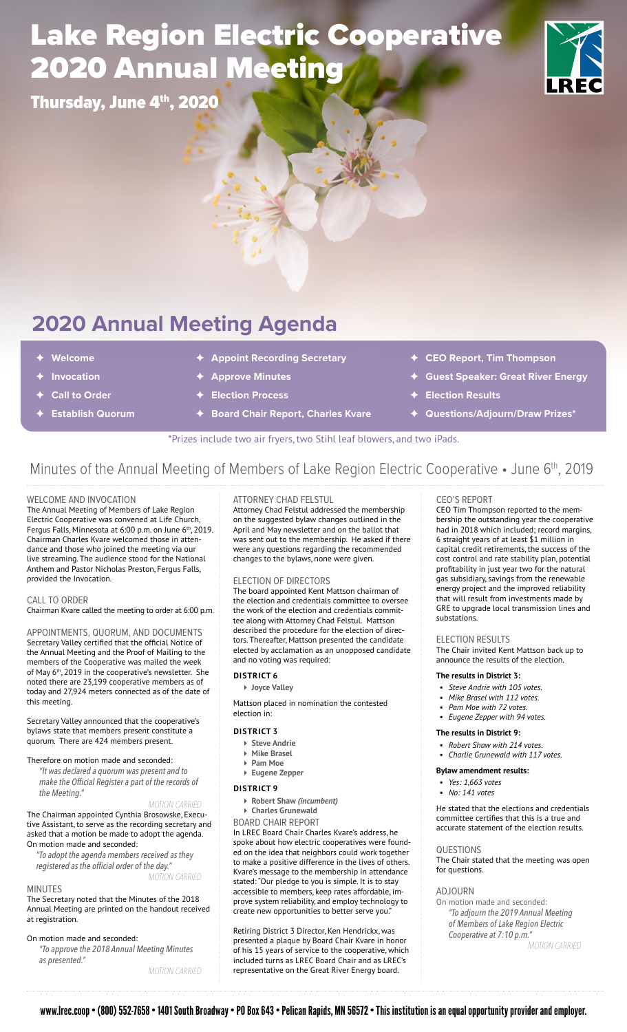# Lake Region Electric Cooperative 2020 Annual Meeting

**Thursday, June 4th, 2020**

LREC

## 2020 Annual Meeting Agenda

- Welcome
- Invocation
- Call to Order
- Establish Quorum
- Appoint Recording Secretary
- Approve Minutes
- Election Process
- Board Chair Report, Charles Kvare
- CEO Report, Tim Thompson
- Guest Speaker: Great River Energy
- Election Results
- Questions/Adjourn/Draw Prizes*

*Prizes include two air fryers, two Stihl leaf blowers, and two iPads.

## Minutes of the Annual Meeting of Members of Lake Region Electric Cooperative • June 6th, 2019

### WELCOME AND INVOCATION

The Annual Meeting of Members of Lake Region Electric Cooperative was convened at Life Church, Fergus Falls, Minnesota at 6:00 p.m. on June 6th, 2019. Chairman Charles Kvare welcomed those in attendance and those who joined the meeting via our live streaming. The audience stood for the National Anthem and Pastor Nicholas Preston, Fergus Falls, provided the Invocation.

### CALL TO ORDER

Chairman Kvare called the meeting to order at 6:00 p.m.

### APPOINTMENTS, QUORUM, AND DOCUMENTS

Secretary Valley certified that the official Notice of the Annual Meeting and the Proof of Mailing to the members of the Cooperative was mailed the week of May 6th, 2019 in the cooperative's newsletter. She noted there are 23,199 cooperative members as of today and 27,924 meters connected as of the date of this meeting.

Secretary Valley announced that the cooperative's bylaws state that members present constitute a quorum. There are 424 members present.

Therefore on motion made and seconded:

*"It was declared a quorum was present and to make the Official Register a part of the records of the Meeting."*

MOTION CARRIED

The Chairman appointed Cynthia Brosowske, Executive Assistant, to serve as the recording secretary and asked that a motion be made to adopt the agenda. On motion made and seconded:

*"To adopt the agenda members received as they registered as the official order of the day."*

MOTION CARRIED

### MINUTES

The Secretary noted that the Minutes of the 2018 Annual Meeting are printed on the handout received at registration.

On motion made and seconded:

*"To approve the 2018 Annual Meeting Minutes as presented."*

MOTION CARRIED

### ATTORNEY CHAD FELSTUL

Attorney Chad Felstul addressed the membership on the suggested bylaw changes outlined in the April and May newsletter and on the ballot that was sent out to the membership. He asked if there were any questions regarding the recommended changes to the bylaws, none were given.

### ELECTION OF DIRECTORS

The board appointed Kent Mattson chairman of the election and credentials committee to oversee the work of the election and credentials committee along with Attorney Chad Felstul. Mattson described the procedure for the election of directors. Thereafter, Mattson presented the candidate elected by acclamation as an unopposed candidate and no voting was required:

**DISTRICT 6**

- **Joyce Valley**

Mattson placed in nomination the contested election in:

**DISTRICT 3**

- **Steve Andrie**
- **Mike Brasel**
- **Pam Moe**
- **Eugene Zepper**

**DISTRICT 9**

- **Robert Shaw *(incumbent)***
- **Charles Grunewald**

### BOARD CHAIR REPORT

In LREC Board Chair Charles Kvare's address, he spoke about how electric cooperatives were founded on the idea that neighbors could work together to make a positive difference in the lives of others. Kvare's message to the membership in attendance stated: "Our pledge to you is simple. It is to stay accessible to members, keep rates affordable, improve system reliability, and employ technology to create new opportunities to better serve you."

Retiring District 3 Director, Ken Hendrickx, was presented a plaque by Board Chair Kvare in honor of his 15 years of service to the cooperative, which included turns as LREC Board Chair and as LREC's representative on the Great River Energy board.

### CEO'S REPORT

CEO Tim Thompson reported to the membership the outstanding year the cooperative had in 2018 which included; record margins, 6 straight years of at least $1 million in capital credit retirements, the success of the cost control and rate stability plan, potential profitability in just year two for the natural gas subsidiary, savings from the renewable energy project and the improved reliability that will result from investments made by GRE to upgrade local transmission lines and substations.

### ELECTION RESULTS

The Chair invited Kent Mattson back up to announce the results of the election.

**The results in District 3:**

- *Steve Andrie with 105 votes.*
- *Mike Brasel with 112 votes.*
- *Pam Moe with 72 votes.*
- *Eugene Zepper with 94 votes.*

**The results in District 9:**

- *Robert Shaw with 214 votes.*
- *Charlie Grunewald with 117 votes.*

**Bylaw amendment results:**

- *Yes: 1,663 votes*
- *No: 141 votes*

He stated that the elections and credentials committee certifies that this is a true and accurate statement of the election results.

### QUESTIONS

The Chair stated that the meeting was open for questions.

### ADJOURN

On motion made and seconded:

*"To adjourn the 2019 Annual Meeting of Members of Lake Region Electric Cooperative at 7:10 p.m."*

MOTION CARRIED

www.lrec.coop • (800) 552-7658 • 1401 South Broadway • PO Box 643 • Pelican Rapids, MN 56572 • This institution is an equal opportunity provider and employer.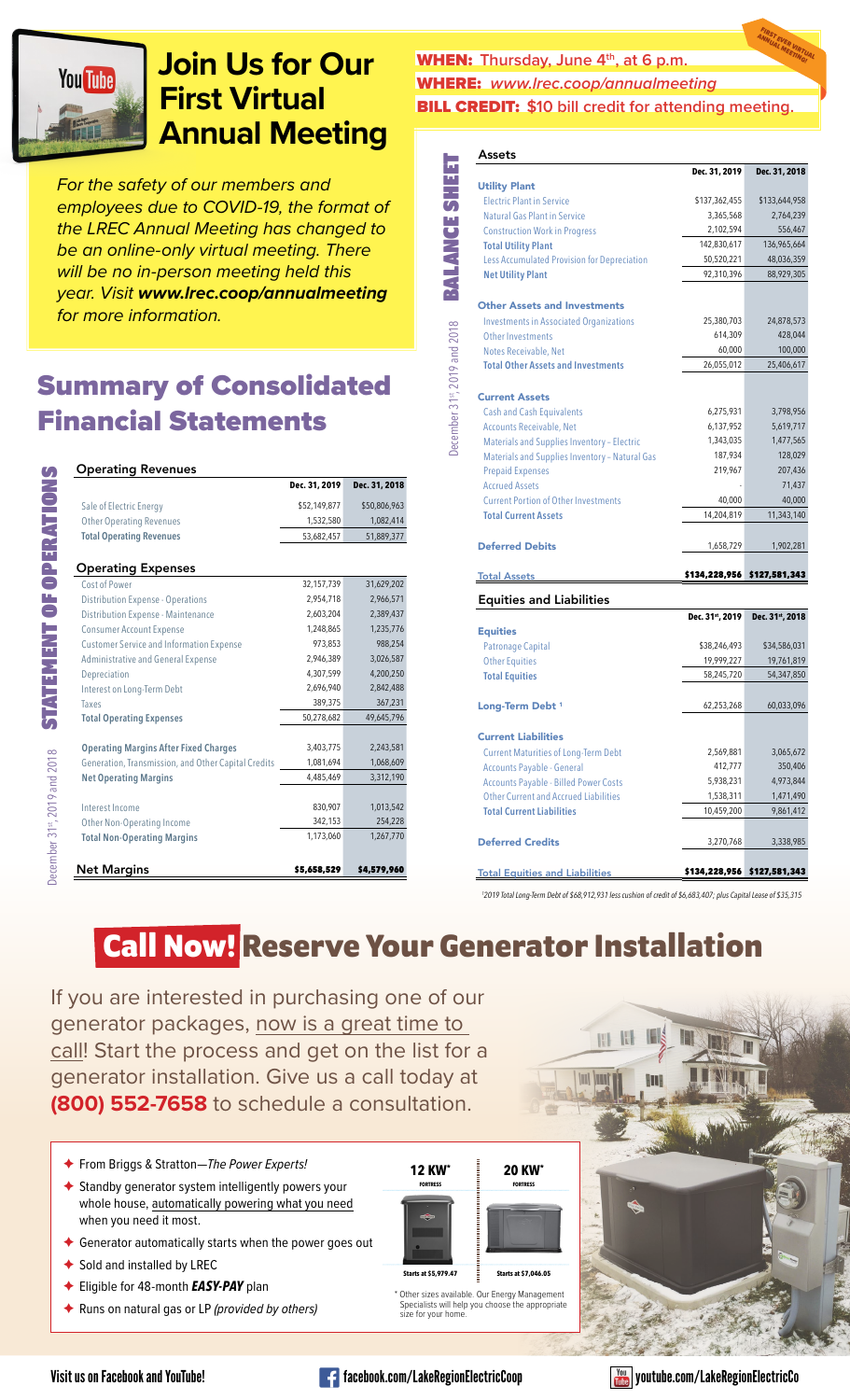# Join Us for Our First Virtual Annual Meeting

*For the safety of our members and employees due to COVID-19, the format of the LREC Annual Meeting has changed to be an online-only virtual meeting. There will be no in-person meeting held this year. Visit **www.lrec.coop/annualmeeting** for more information.*

**WHEN:** Thursday, June 4th, at 6 p.m.
**WHERE:** *www.lrec.coop/annualmeeting*
**BILL CREDIT:** $10 bill credit for attending meeting.

FIRST EVER VIRTUAL ANNUAL MEETING!

## Summary of Consolidated Financial Statements

### STATEMENT OF OPERATIONS
December 31st, 2019 and 2018

| Operating Revenues | Dec. 31, 2019 | Dec. 31, 2018 |
|---|---|---|
| Sale of Electric Energy | $52,149,877 | $50,806,963 |
| Other Operating Revenues | 1,532,580 | 1,082,414 |
| **Total Operating Revenues** | 53,682,457 | 51,889,377 |
| **Operating Expenses** | | |
| Cost of Power | 32,157,739 | 31,629,202 |
| Distribution Expense - Operations | 2,954,718 | 2,966,571 |
| Distribution Expense - Maintenance | 2,603,204 | 2,389,437 |
| Consumer Account Expense | 1,248,865 | 1,235,776 |
| Customer Service and Information Expense | 973,853 | 988,254 |
| Administrative and General Expense | 2,946,389 | 3,026,587 |
| Depreciation | 4,307,599 | 4,200,250 |
| Interest on Long-Term Debt | 2,696,940 | 2,842,488 |
| Taxes | 389,375 | 367,231 |
| **Total Operating Expenses** | 50,278,682 | 49,645,796 |
| **Operating Margins After Fixed Charges** | 3,403,775 | 2,243,581 |
| Generation, Transmission, and Other Capital Credits | 1,081,694 | 1,068,609 |
| **Net Operating Margins** | 4,485,469 | 3,312,190 |
| Interest Income | 830,907 | 1,013,542 |
| Other Non-Operating Income | 342,153 | 254,228 |
| **Total Non-Operating Margins** | 1,173,060 | 1,267,770 |
| **Net Margins** | **$5,658,529** | **$4,579,960** |

### BALANCE SHEET
December 31st, 2019 and 2018

| Assets | Dec. 31, 2019 | Dec. 31, 2018 |
|---|---|---|
| **Utility Plant** | | |
| Electric Plant in Service | $137,362,455 | $133,644,958 |
| Natural Gas Plant in Service | 3,365,568 | 2,764,239 |
| Construction Work in Progress | 2,102,594 | 556,467 |
| **Total Utility Plant** | 142,830,617 | 136,965,664 |
| Less Accumulated Provision for Depreciation | 50,520,221 | 48,036,359 |
| **Net Utility Plant** | 92,310,396 | 88,929,305 |
| **Other Assets and Investments** | | |
| Investments in Associated Organizations | 25,380,703 | 24,878,573 |
| Other Investments | 614,309 | 428,044 |
| Notes Receivable, Net | 60,000 | 100,000 |
| **Total Other Assets and Investments** | 26,055,012 | 25,406,617 |
| **Current Assets** | | |
| Cash and Cash Equivalents | 6,275,931 | 3,798,956 |
| Accounts Receivable, Net | 6,137,952 | 5,619,717 |
| Materials and Supplies Inventory – Electric | 1,343,035 | 1,477,565 |
| Materials and Supplies Inventory – Natural Gas | 187,934 | 128,029 |
| Prepaid Expenses | 219,967 | 207,436 |
| Accrued Assets | - | 71,437 |
| Current Portion of Other Investments | 40,000 | 40,000 |
| **Total Current Assets** | 14,204,819 | 11,343,140 |
| **Deferred Debits** | 1,658,729 | 1,902,281 |
| **Total Assets** | **$134,228,956** | **$127,581,343** |

| Equities and Liabilities | Dec. 31st, 2019 | Dec. 31st, 2018 |
|---|---|---|
| **Equities** | | |
| Patronage Capital | $38,246,493 | $34,586,031 |
| Other Equities | 19,999,227 | 19,761,819 |
| **Total Equities** | 58,245,720 | 54,347,850 |
| **Long-Term Debt** [1] | 62,253,268 | 60,033,096 |
| **Current Liabilities** | | |
| Current Maturities of Long-Term Debt | 2,569,881 | 3,065,672 |
| Accounts Payable - General | 412,777 | 350,406 |
| Accounts Payable - Billed Power Costs | 5,938,231 | 4,973,844 |
| Other Current and Accrued Liabilities | 1,538,311 | 1,471,490 |
| **Total Current Liabilities** | 10,459,200 | 9,861,412 |
| **Deferred Credits** | 3,270,768 | 3,338,985 |
| **Total Equities and Liabilities** | **$134,228,956** | **$127,581,343** |

*[1] 2019 Total Long-Term Debt of $68,912,931 less cushion of credit of $6,683,407; plus Capital Lease of $35,315*

# Call Now! Reserve Your Generator Installation

If you are interested in purchasing one of our generator packages, now is a great time to call! Start the process and get on the list for a generator installation. Give us a call today at **(800) 552-7658** to schedule a consultation.

- From Briggs & Stratton—*The Power Experts!*
- Standby generator system intelligently powers your whole house, automatically powering what you need when you need it most.
- Generator automatically starts when the power goes out
- Sold and installed by LREC
- Eligible for 48-month ***EASY-PAY*** plan
- Runs on natural gas or LP *(provided by others)*

**12 KW*** FORTRESS — Starts at $5,979.47

**20 KW*** FORTRESS — Starts at $7,046.05

\* Other sizes available. Our Energy Management Specialists will help you choose the appropriate size for your home.

**Visit us on Facebook and YouTube!** facebook.com/LakeRegionElectricCoop youtube.com/LakeRegionElectricCo